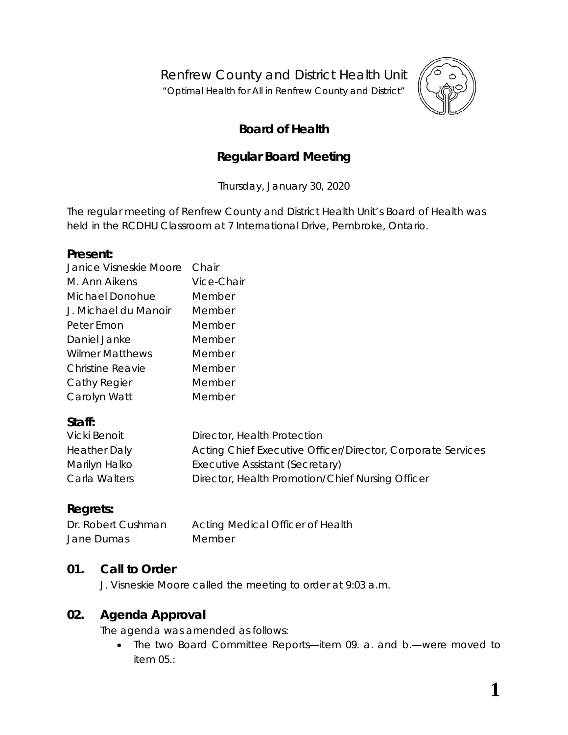# Renfrew County and District Health Unit

"Optimal Health for All in Renfrew County and District"

## Board of Health

## Regular Board Meeting

Thursday, January 30, 2020

The regular meeting of Renfrew County and District Health Unit's Board of Health was held in the RCDHU Classroom at 7 International Drive, Pembroke, Ontario.

### Present:

| | |
|---|---|
| Janice Visneskie Moore | Chair |
| M. Ann Aikens | Vice-Chair |
| Michael Donohue | Member |
| J. Michael du Manoir | Member |
| Peter Emon | Member |
| Daniel Janke | Member |
| Wilmer Matthews | Member |
| Christine Reavie | Member |
| Cathy Regier | Member |
| Carolyn Watt | Member |

### Staff:

| | |
|---|---|
| Vicki Benoit | Director, Health Protection |
| Heather Daly | Acting Chief Executive Officer/Director, Corporate Services |
| Marilyn Halko | Executive Assistant (Secretary) |
| Carla Walters | Director, Health Promotion/Chief Nursing Officer |

### Regrets:

| | |
|---|---|
| Dr. Robert Cushman | Acting Medical Officer of Health |
| Jane Dumas | Member |

## 01. Call to Order

J. Visneskie Moore called the meeting to order at 9:03 a.m.

## 02. Agenda Approval

The agenda was amended as follows:

- The two Board Committee Reports—item 09. a. and b.—were moved to item 05.: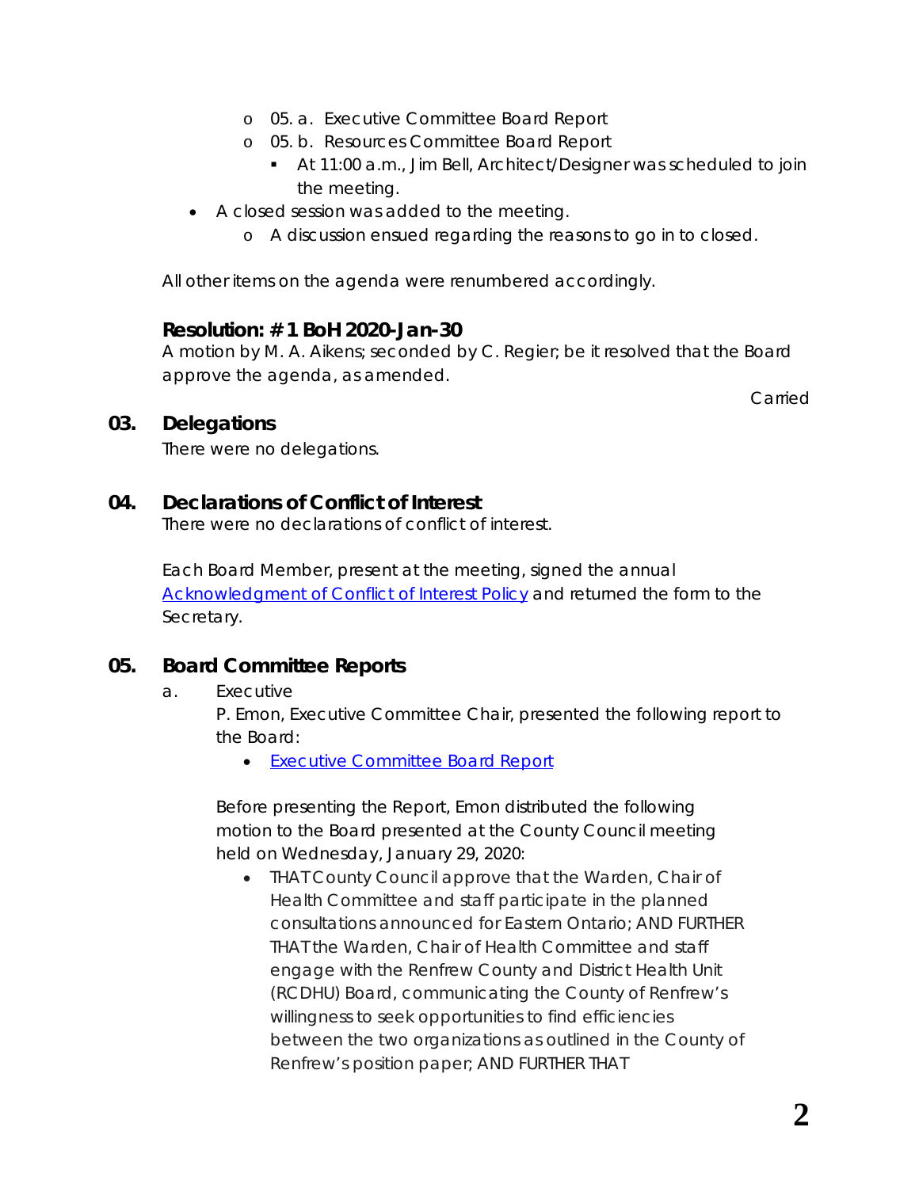- 05. a. Executive Committee Board Report
  - 05. b. Resources Committee Board Report
    - At 11:00 a.m., Jim Bell, Architect/Designer was scheduled to join the meeting.
- A closed session was added to the meeting.
  - A discussion ensued regarding the reasons to go in to closed.

All other items on the agenda were renumbered accordingly.

**Resolution: # 1 BoH 2020-Jan-30**
A motion by M. A. Aikens; seconded by C. Regier; be it resolved that the Board approve the agenda, as amended.

Carried

## 03. Delegations

There were no delegations.

## 04. Declarations of Conflict of Interest

There were no declarations of conflict of interest.

Each Board Member, present at the meeting, signed the annual Acknowledgment of Conflict of Interest Policy and returned the form to the Secretary.

## 05. Board Committee Reports

a. Executive

P. Emon, Executive Committee Chair, presented the following report to the Board:

- Executive Committee Board Report

Before presenting the Report, Emon distributed the following motion to the Board presented at the County Council meeting held on Wednesday, January 29, 2020:

- THAT County Council approve that the Warden, Chair of Health Committee and staff participate in the planned consultations announced for Eastern Ontario; AND FURTHER THAT the Warden, Chair of Health Committee and staff engage with the Renfrew County and District Health Unit (RCDHU) Board, communicating the County of Renfrew's willingness to seek opportunities to find efficiencies between the two organizations as outlined in the County of Renfrew's position paper; AND FURTHER THAT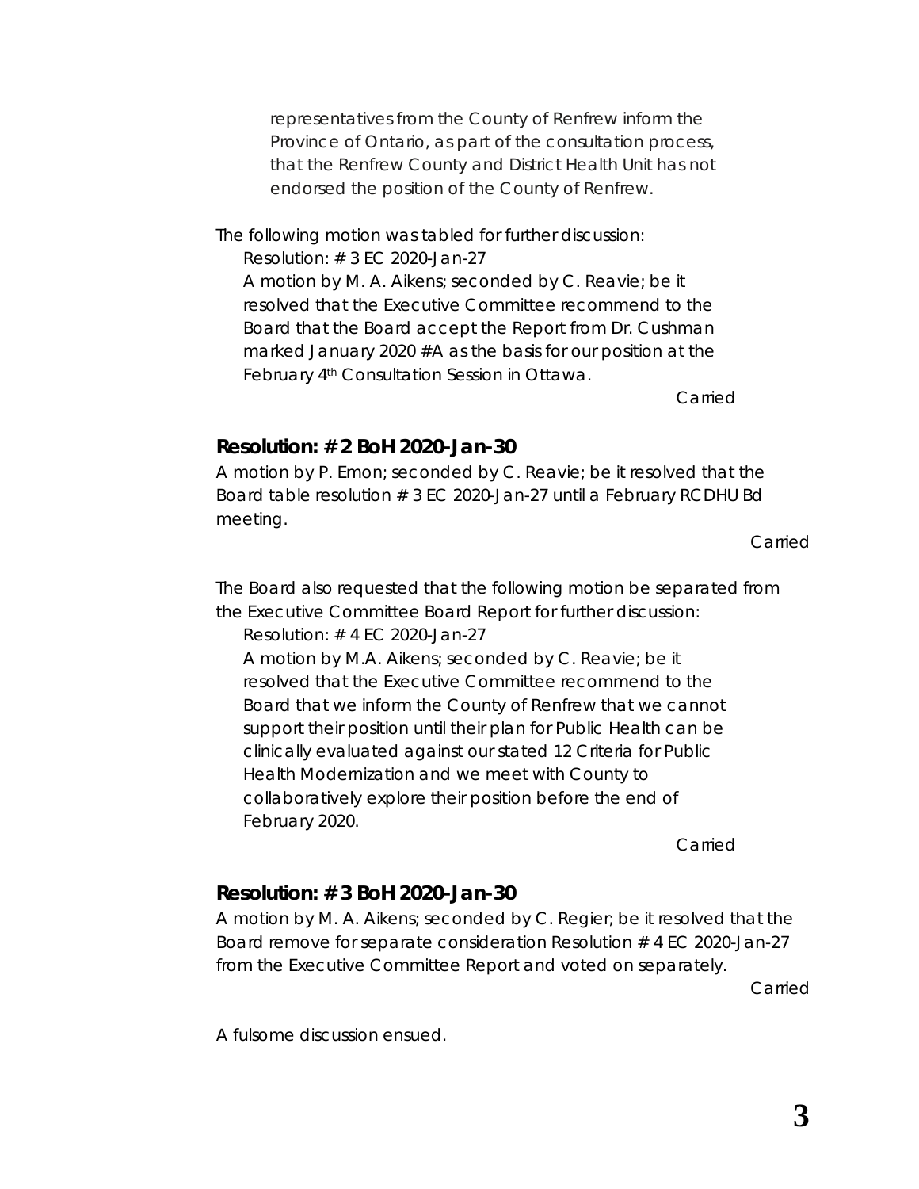representatives from the County of Renfrew inform the Province of Ontario, as part of the consultation process, that the Renfrew County and District Health Unit has not endorsed the position of the County of Renfrew.

The following motion was tabled for further discussion:

Resolution: # 3 EC 2020-Jan-27

A motion by M. A. Aikens; seconded by C. Reavie; be it resolved that the Executive Committee recommend to the Board that the Board accept the Report from Dr. Cushman marked January 2020 #A as the basis for our position at the February 4th Consultation Session in Ottawa.

Carried

### Resolution: # 2 BoH 2020-Jan-30

A motion by P. Emon; seconded by C. Reavie; be it resolved that the Board table resolution # 3 EC 2020-Jan-27 until a February RCDHU Bd meeting.

Carried

The Board also requested that the following motion be separated from the Executive Committee Board Report for further discussion:

Resolution: # 4 EC 2020-Jan-27

A motion by M.A. Aikens; seconded by C. Reavie; be it resolved that the Executive Committee recommend to the Board that we inform the County of Renfrew that we cannot support their position until their plan for Public Health can be clinically evaluated against our stated 12 Criteria for Public Health Modernization and we meet with County to collaboratively explore their position before the end of February 2020.

Carried

### Resolution: # 3 BoH 2020-Jan-30

A motion by M. A. Aikens; seconded by C. Regier; be it resolved that the Board remove for separate consideration Resolution # 4 EC 2020-Jan-27 from the Executive Committee Report and voted on separately.

Carried

A fulsome discussion ensued.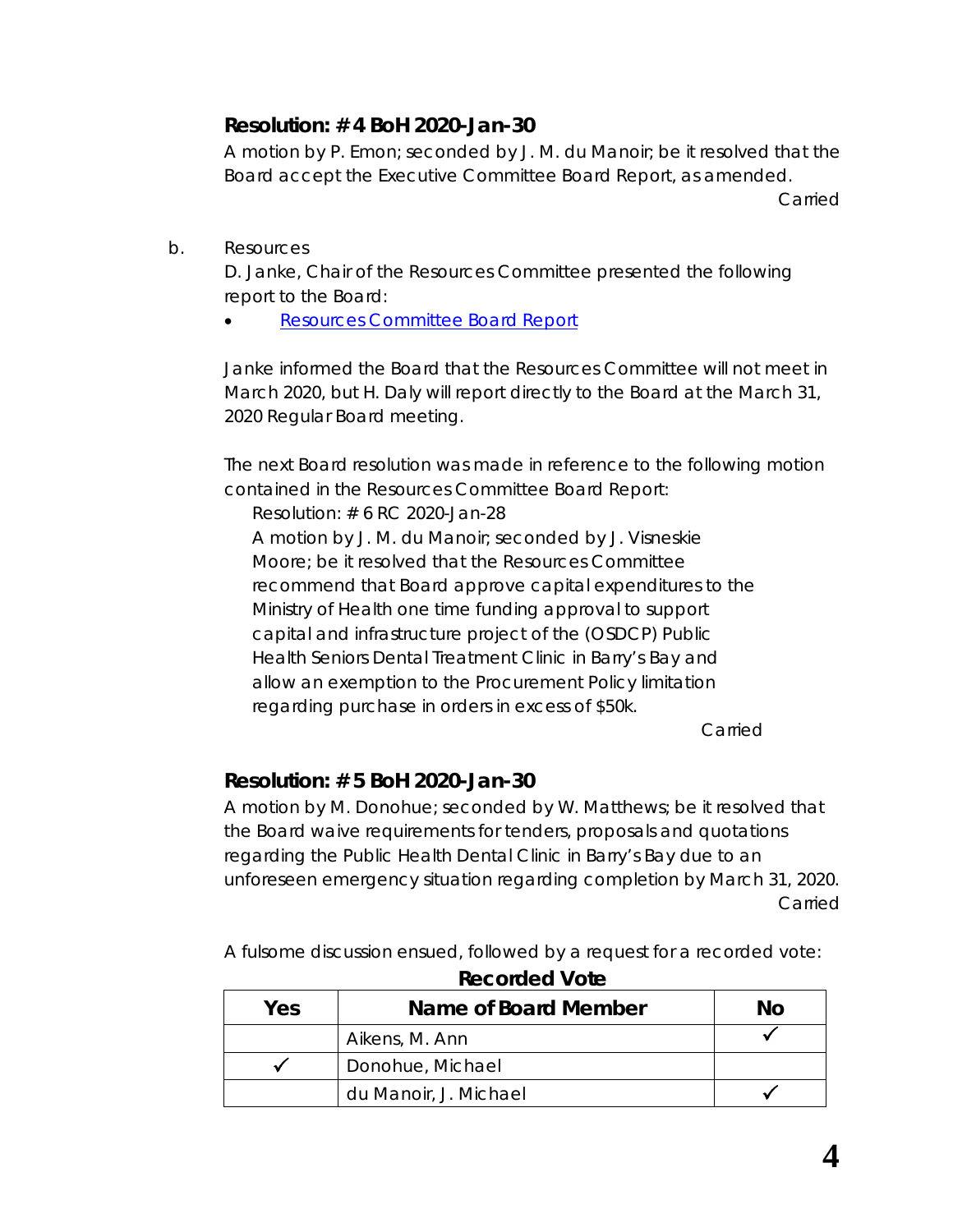### Resolution: # 4 BoH 2020-Jan-30

A motion by P. Emon; seconded by J. M. du Manoir; be it resolved that the Board accept the Executive Committee Board Report, as amended.

Carried

b. Resources

D. Janke, Chair of the Resources Committee presented the following report to the Board:

- Resources Committee Board Report

Janke informed the Board that the Resources Committee will not meet in March 2020, but H. Daly will report directly to the Board at the March 31, 2020 Regular Board meeting.

The next Board resolution was made in reference to the following motion contained in the Resources Committee Board Report:

> Resolution: # 6 RC 2020-Jan-28
> A motion by J. M. du Manoir; seconded by J. Visneskie Moore; be it resolved that the Resources Committee recommend that Board approve capital expenditures to the Ministry of Health one time funding approval to support capital and infrastructure project of the (OSDCP) Public Health Seniors Dental Treatment Clinic in Barry's Bay and allow an exemption to the Procurement Policy limitation regarding purchase in orders in excess of $50k.
>
> Carried

### Resolution: # 5 BoH 2020-Jan-30

A motion by M. Donohue; seconded by W. Matthews; be it resolved that the Board waive requirements for tenders, proposals and quotations regarding the Public Health Dental Clinic in Barry's Bay due to an unforeseen emergency situation regarding completion by March 31, 2020.

Carried

A fulsome discussion ensued, followed by a request for a recorded vote:

**Recorded Vote**

| Yes | Name of Board Member | No |
|---|---|---|
| | Aikens, M. Ann | ✓ |
| ✓ | Donohue, Michael | |
| | du Manoir, J. Michael | ✓ |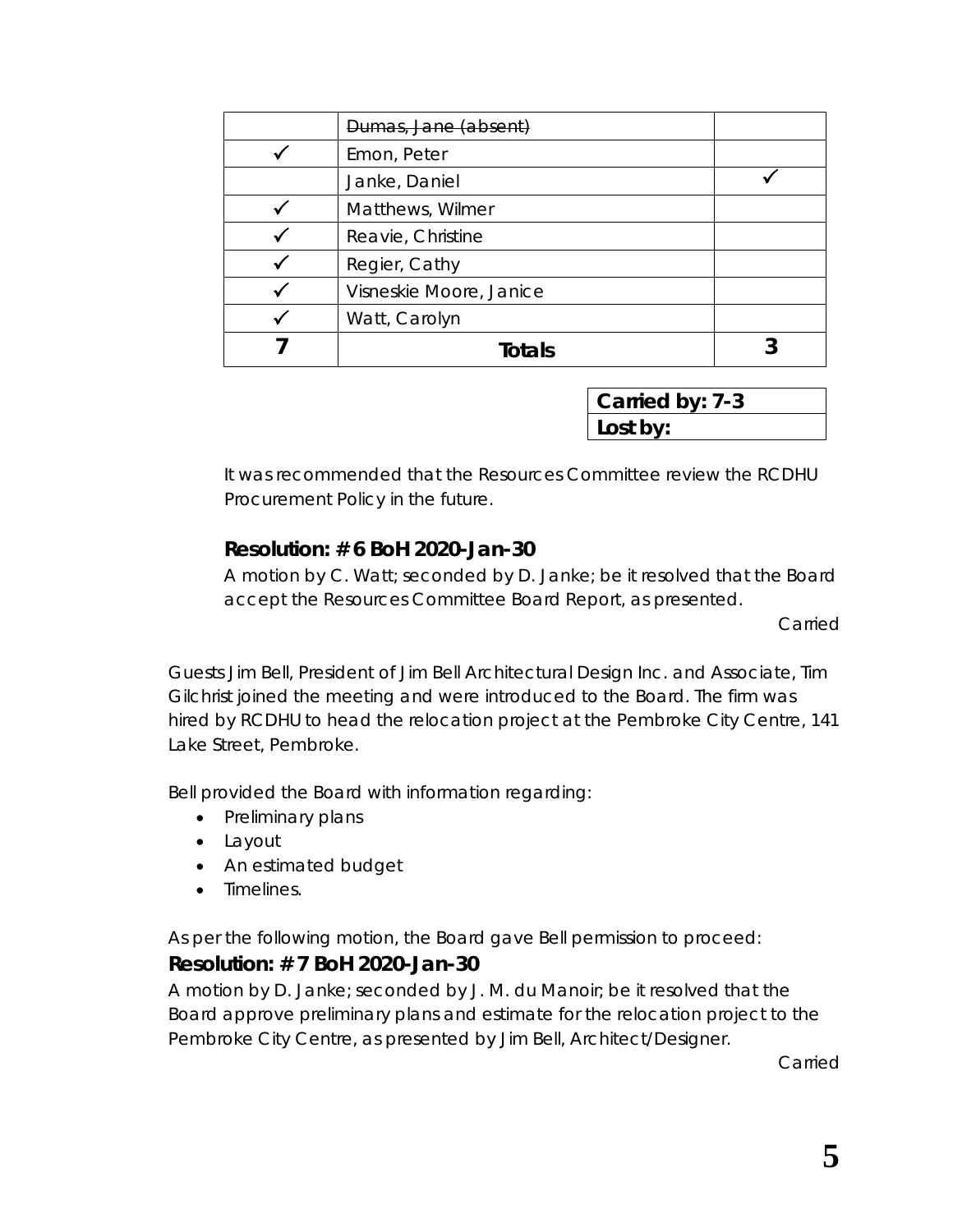| | ~~Dumas, Jane (absent)~~ | |
|---|---|---|
| ✓ | Emon, Peter | |
| | Janke, Daniel | ✓ |
| ✓ | Matthews, Wilmer | |
| ✓ | Reavie, Christine | |
| ✓ | Regier, Cathy | |
| ✓ | Visneskie Moore, Janice | |
| ✓ | Watt, Carolyn | |
| **7** | **Totals** | **3** |

| **Carried by: 7-3** |
|---|
| **Lost by:** |

It was recommended that the Resources Committee review the RCDHU Procurement Policy in the future.

**Resolution: # 6 BoH 2020-Jan-30**

A motion by C. Watt; seconded by D. Janke; be it resolved that the Board accept the Resources Committee Board Report, as presented.

Carried

Guests Jim Bell, President of Jim Bell Architectural Design Inc. and Associate, Tim Gilchrist joined the meeting and were introduced to the Board. The firm was hired by RCDHU to head the relocation project at the Pembroke City Centre, 141 Lake Street, Pembroke.

Bell provided the Board with information regarding:

- Preliminary plans
- Layout
- An estimated budget
- Timelines.

As per the following motion, the Board gave Bell permission to proceed:

**Resolution: # 7 BoH 2020-Jan-30**

A motion by D. Janke; seconded by J. M. du Manoir; be it resolved that the Board approve preliminary plans and estimate for the relocation project to the Pembroke City Centre, as presented by Jim Bell, Architect/Designer.

Carried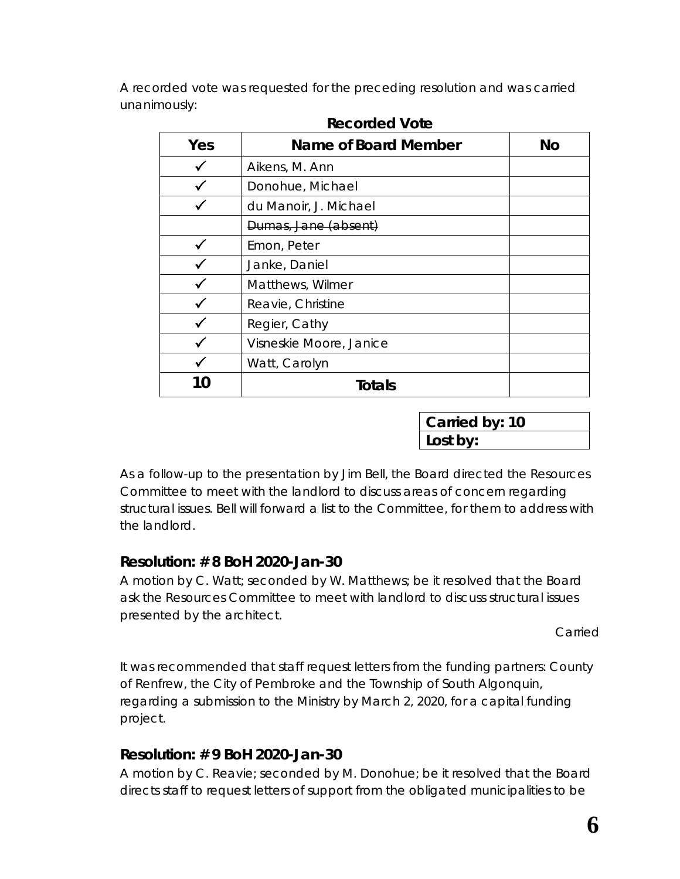A recorded vote was requested for the preceding resolution and was carried unanimously:

**Recorded Vote**

| Yes | Name of Board Member | No |
|---|---|---|
| ✓ | Aikens, M. Ann | |
| ✓ | Donohue, Michael | |
| ✓ | du Manoir, J. Michael | |
| | ~~Dumas, Jane (absent)~~ | |
| ✓ | Emon, Peter | |
| ✓ | Janke, Daniel | |
| ✓ | Matthews, Wilmer | |
| ✓ | Reavie, Christine | |
| ✓ | Regier, Cathy | |
| ✓ | Visneskie Moore, Janice | |
| ✓ | Watt, Carolyn | |
| **10** | **Totals** | |

| Carried by: 10 |
|---|
| Lost by: |

As a follow-up to the presentation by Jim Bell, the Board directed the Resources Committee to meet with the landlord to discuss areas of concern regarding structural issues. Bell will forward a list to the Committee, for them to address with the landlord.

### Resolution: # 8 BoH 2020-Jan-30

A motion by C. Watt; seconded by W. Matthews; be it resolved that the Board ask the Resources Committee to meet with landlord to discuss structural issues presented by the architect.

Carried

It was recommended that staff request letters from the funding partners: County of Renfrew, the City of Pembroke and the Township of South Algonquin, regarding a submission to the Ministry by March 2, 2020, for a capital funding project.

### Resolution: # 9 BoH 2020-Jan-30

A motion by C. Reavie; seconded by M. Donohue; be it resolved that the Board directs staff to request letters of support from the obligated municipalities to be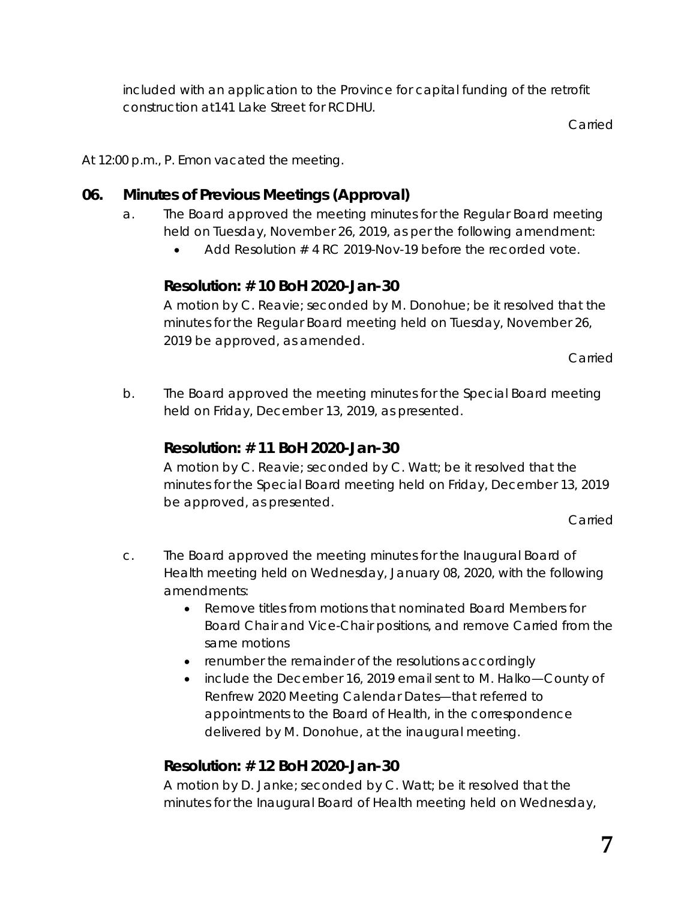included with an application to the Province for capital funding of the retrofit construction at141 Lake Street for RCDHU.

Carried

At 12:00 p.m., P. Emon vacated the meeting.

## 06. Minutes of Previous Meetings (Approval)

a. The Board approved the meeting minutes for the Regular Board meeting held on Tuesday, November 26, 2019, as per the following amendment:

- Add Resolution # 4 RC 2019-Nov-19 before the recorded vote.

### Resolution: # 10 BoH 2020-Jan-30

A motion by C. Reavie; seconded by M. Donohue; be it resolved that the minutes for the Regular Board meeting held on Tuesday, November 26, 2019 be approved, as amended.

Carried

b. The Board approved the meeting minutes for the Special Board meeting held on Friday, December 13, 2019, as presented.

### Resolution: # 11 BoH 2020-Jan-30

A motion by C. Reavie; seconded by C. Watt; be it resolved that the minutes for the Special Board meeting held on Friday, December 13, 2019 be approved, as presented.

Carried

c. The Board approved the meeting minutes for the Inaugural Board of Health meeting held on Wednesday, January 08, 2020, with the following amendments:

- Remove titles from motions that nominated Board Members for Board Chair and Vice-Chair positions, and remove Carried from the same motions
- renumber the remainder of the resolutions accordingly
- include the December 16, 2019 email sent to M. Halko—County of Renfrew 2020 Meeting Calendar Dates—that referred to appointments to the Board of Health, in the correspondence delivered by M. Donohue, at the inaugural meeting.

### Resolution: # 12 BoH 2020-Jan-30

A motion by D. Janke; seconded by C. Watt; be it resolved that the minutes for the Inaugural Board of Health meeting held on Wednesday,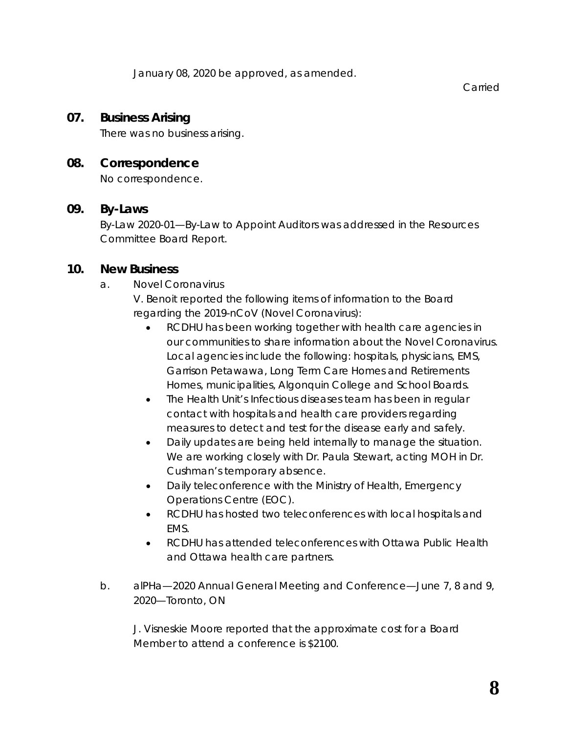January 08, 2020 be approved, as amended.

Carried

## 07. Business Arising

There was no business arising.

## 08. Correspondence

No correspondence.

## 09. By-Laws

By-Law 2020-01—By-Law to Appoint Auditors was addressed in the Resources Committee Board Report.

## 10. New Business

a. Novel Coronavirus

V. Benoit reported the following items of information to the Board regarding the 2019-nCoV (Novel Coronavirus):

- RCDHU has been working together with health care agencies in our communities to share information about the Novel Coronavirus. Local agencies include the following: hospitals, physicians, EMS, Garrison Petawawa, Long Term Care Homes and Retirements Homes, municipalities, Algonquin College and School Boards.
- The Health Unit's Infectious diseases team has been in regular contact with hospitals and health care providers regarding measures to detect and test for the disease early and safely.
- Daily updates are being held internally to manage the situation. We are working closely with Dr. Paula Stewart, acting MOH in Dr. Cushman's temporary absence.
- Daily teleconference with the Ministry of Health, Emergency Operations Centre (EOC).
- RCDHU has hosted two teleconferences with local hospitals and EMS.
- RCDHU has attended teleconferences with Ottawa Public Health and Ottawa health care partners.

b. alPHa—2020 Annual General Meeting and Conference—June 7, 8 and 9, 2020—Toronto, ON

J. Visneskie Moore reported that the approximate cost for a Board Member to attend a conference is $2100.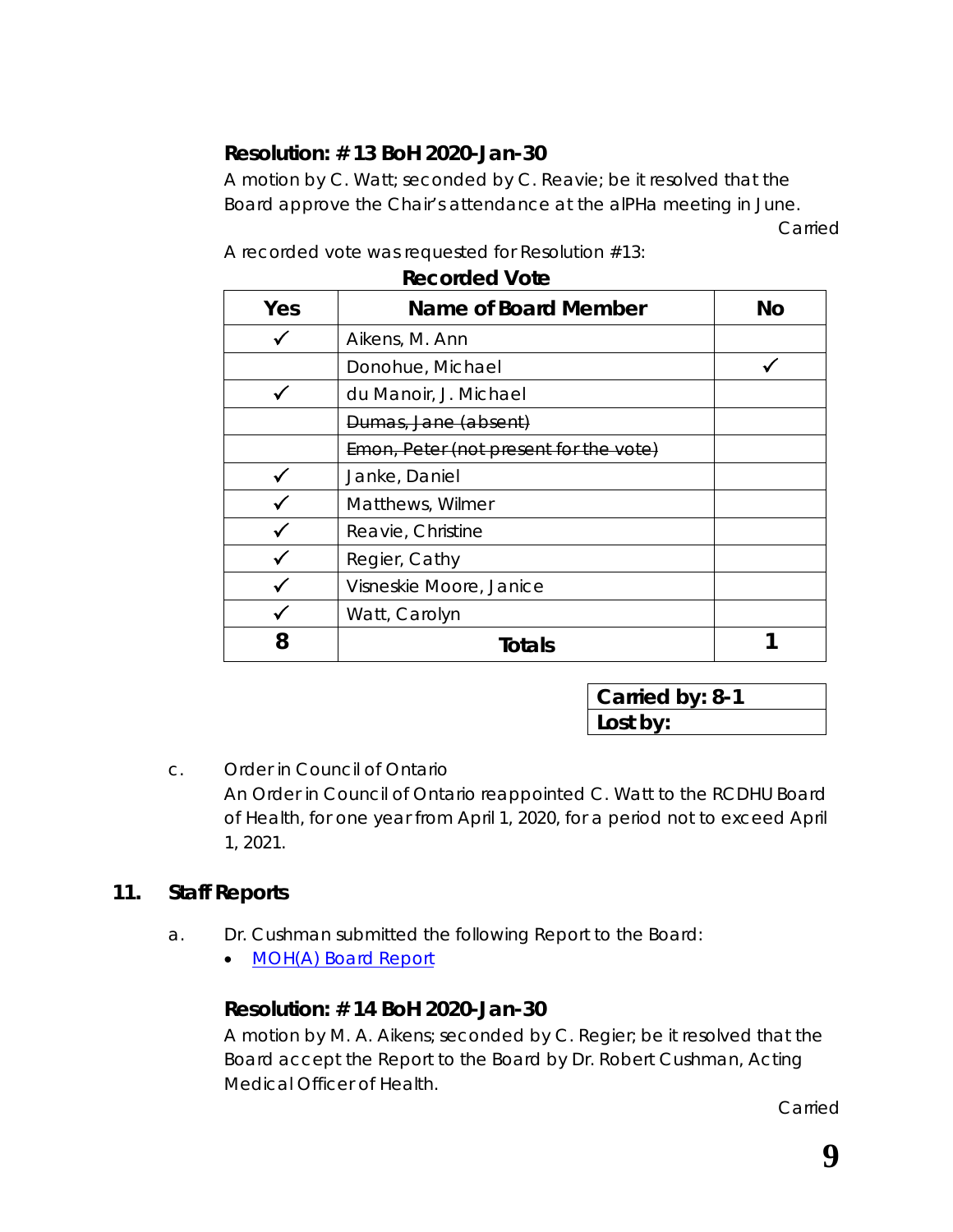### Resolution: # 13 BoH 2020-Jan-30

A motion by C. Watt; seconded by C. Reavie; be it resolved that the Board approve the Chair's attendance at the alPHa meeting in June.

Carried

A recorded vote was requested for Resolution #13:

**Recorded Vote**

| Yes | Name of Board Member | No |
|---|---|---|
| ✓ | Aikens, M. Ann | |
| | Donohue, Michael | ✓ |
| ✓ | du Manoir, J. Michael | |
| | ~~Dumas, Jane (absent)~~ | |
| | ~~Emon, Peter (not present for the vote)~~ | |
| ✓ | Janke, Daniel | |
| ✓ | Matthews, Wilmer | |
| ✓ | Reavie, Christine | |
| ✓ | Regier, Cathy | |
| ✓ | Visneskie Moore, Janice | |
| ✓ | Watt, Carolyn | |
| **8** | **Totals** | **1** |

| **Carried by: 8-1** |
|---|
| **Lost by:** |

c. Order in Council of Ontario

An Order in Council of Ontario reappointed C. Watt to the RCDHU Board of Health, for one year from April 1, 2020, for a period not to exceed April 1, 2021.

## 11. Staff Reports

a. Dr. Cushman submitted the following Report to the Board:

- MOH(A) Board Report

### Resolution: # 14 BoH 2020-Jan-30

A motion by M. A. Aikens; seconded by C. Regier; be it resolved that the Board accept the Report to the Board by Dr. Robert Cushman, Acting Medical Officer of Health.

Carried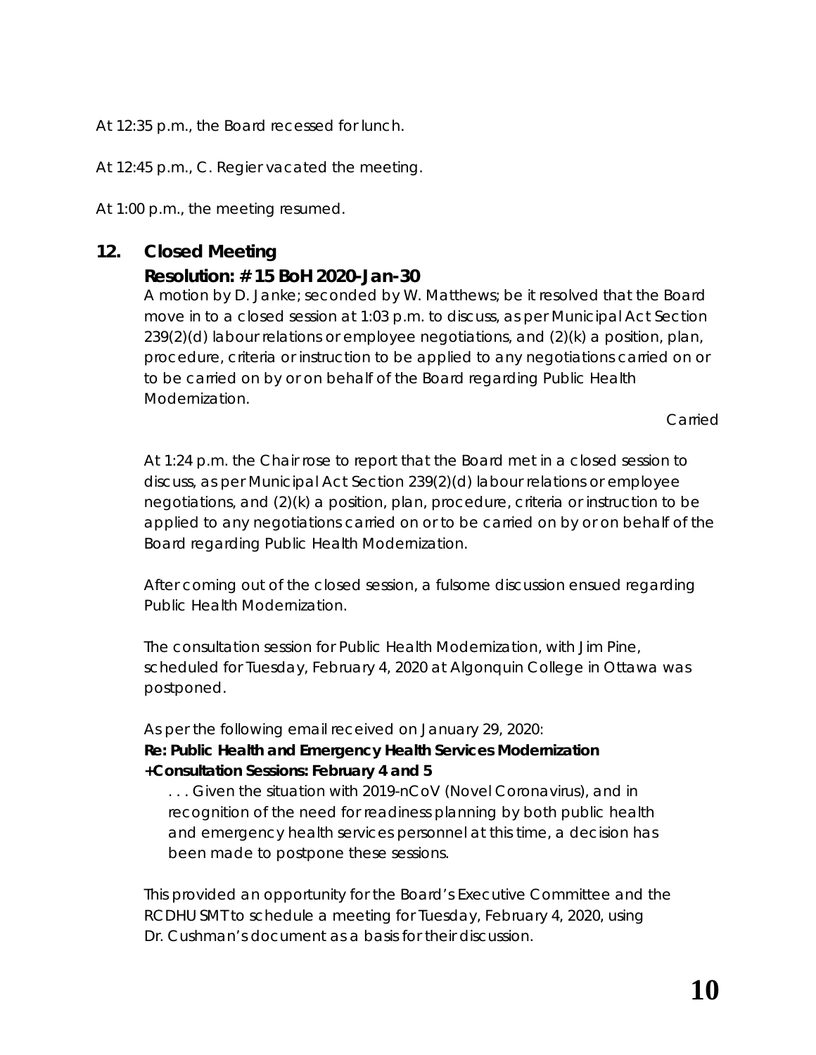At 12:35 p.m., the Board recessed for lunch.

At 12:45 p.m., C. Regier vacated the meeting.

At 1:00 p.m., the meeting resumed.

## 12. Closed Meeting

### Resolution: # 15 BoH 2020-Jan-30

A motion by D. Janke; seconded by W. Matthews; be it resolved that the Board move in to a closed session at 1:03 p.m. to discuss, as per Municipal Act Section 239(2)(d) labour relations or employee negotiations, and (2)(k) a position, plan, procedure, criteria or instruction to be applied to any negotiations carried on or to be carried on by or on behalf of the Board regarding Public Health Modernization.

Carried

At 1:24 p.m. the Chair rose to report that the Board met in a closed session to discuss, as per Municipal Act Section 239(2)(d) labour relations or employee negotiations, and (2)(k) a position, plan, procedure, criteria or instruction to be applied to any negotiations carried on or to be carried on by or on behalf of the Board regarding Public Health Modernization.

After coming out of the closed session, a fulsome discussion ensued regarding Public Health Modernization.

The consultation session for Public Health Modernization, with Jim Pine, scheduled for Tuesday, February 4, 2020 at Algonquin College in Ottawa was postponed.

As per the following email received on January 29, 2020:

**Re: Public Health and Emergency Health Services Modernization +Consultation Sessions: February 4 and 5**

> . . . Given the situation with 2019-nCoV (Novel Coronavirus), and in recognition of the need for readiness planning by both public health and emergency health services personnel at this time, a decision has been made to postpone these sessions.

This provided an opportunity for the Board's Executive Committee and the RCDHU SMT to schedule a meeting for Tuesday, February 4, 2020, using Dr. Cushman's document as a basis for their discussion.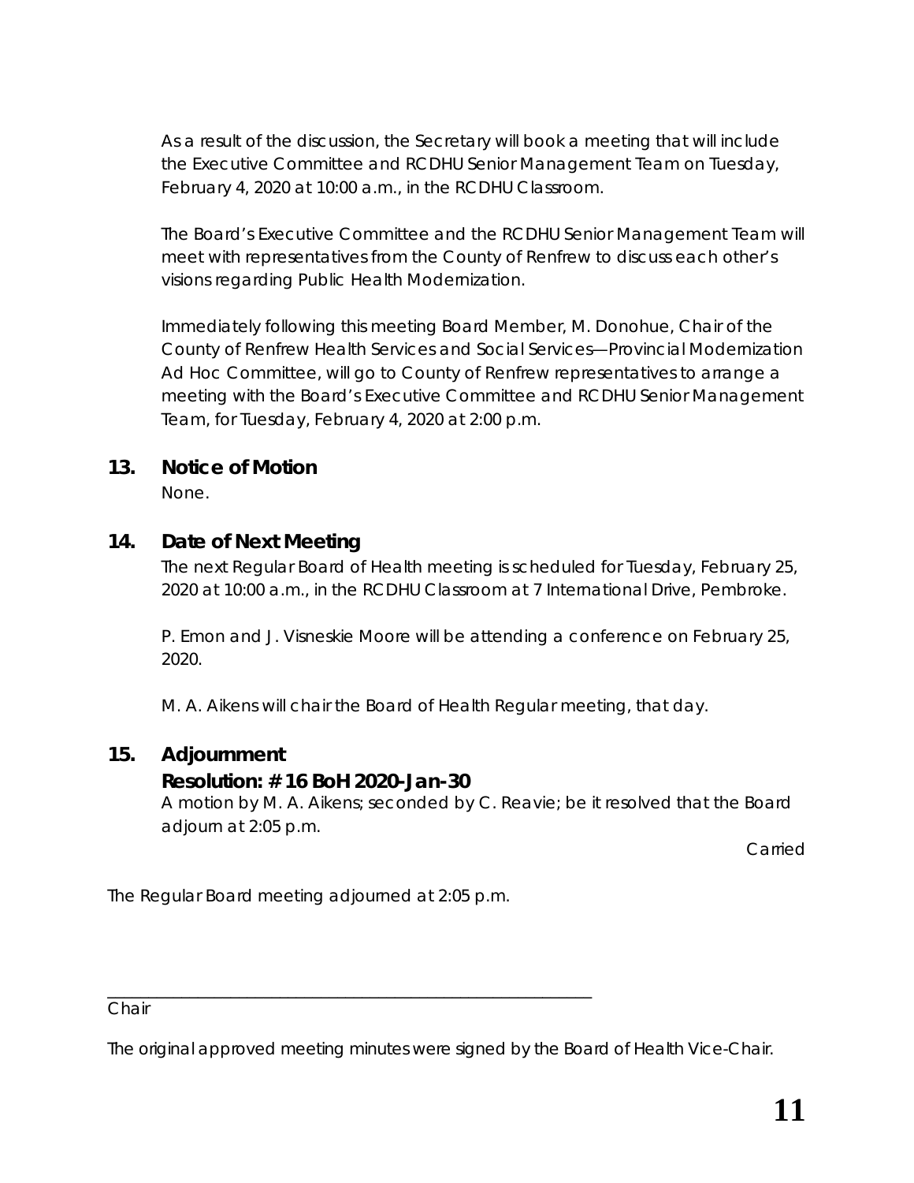As a result of the discussion, the Secretary will book a meeting that will include the Executive Committee and RCDHU Senior Management Team on Tuesday, February 4, 2020 at 10:00 a.m., in the RCDHU Classroom.

The Board's Executive Committee and the RCDHU Senior Management Team will meet with representatives from the County of Renfrew to discuss each other's visions regarding Public Health Modernization.

Immediately following this meeting Board Member, M. Donohue, Chair of the County of Renfrew Health Services and Social Services—Provincial Modernization Ad Hoc Committee, will go to County of Renfrew representatives to arrange a meeting with the Board's Executive Committee and RCDHU Senior Management Team, for Tuesday, February 4, 2020 at 2:00 p.m.

## 13. Notice of Motion

None.

## 14. Date of Next Meeting

The next Regular Board of Health meeting is scheduled for Tuesday, February 25, 2020 at 10:00 a.m., in the RCDHU Classroom at 7 International Drive, Pembroke.

P. Emon and J. Visneskie Moore will be attending a conference on February 25, 2020.

M. A. Aikens will chair the Board of Health Regular meeting, that day.

## 15. Adjournment

**Resolution: # 16 BoH 2020-Jan-30**

A motion by M. A. Aikens; seconded by C. Reavie; be it resolved that the Board adjourn at 2:05 p.m.

Carried

The Regular Board meeting adjourned at 2:05 p.m.

\_\_\_\_\_\_\_\_\_\_\_\_\_\_\_\_\_\_\_\_\_\_\_\_\_\_\_\_\_\_\_\_\_\_\_\_\_\_\_\_\_\_\_\_\_\_\_\_\_\_
Chair

The original approved meeting minutes were signed by the Board of Health Vice-Chair.